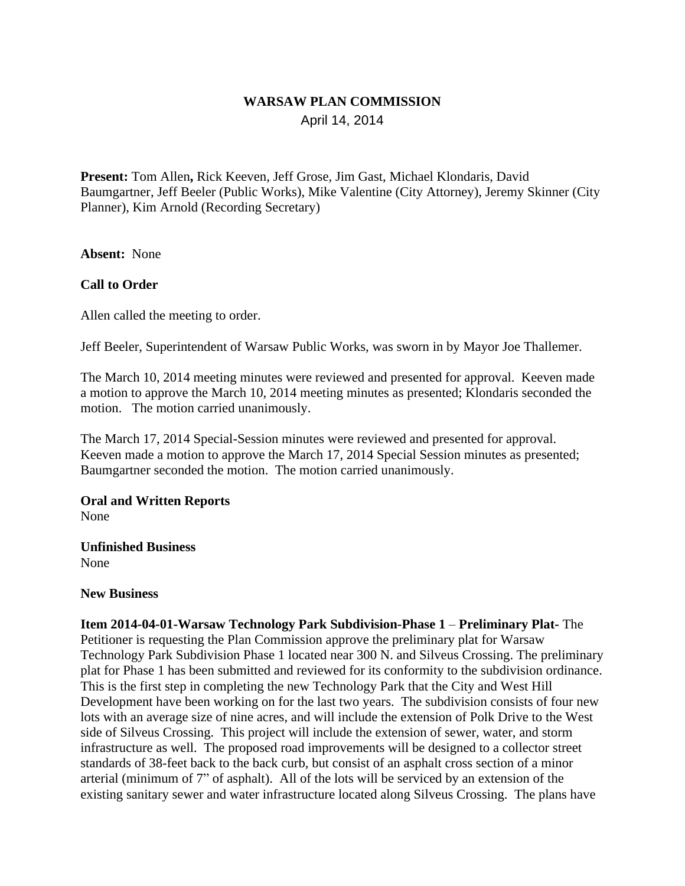**WARSAW PLAN COMMISSION**

April 14, 2014

**Present:** Tom Allen**,** Rick Keeven, Jeff Grose, Jim Gast, Michael Klondaris, David Baumgartner, Jeff Beeler (Public Works), Mike Valentine (City Attorney), Jeremy Skinner (City Planner), Kim Arnold (Recording Secretary)

**Absent:** None

**Call to Order**

Allen called the meeting to order.

Jeff Beeler, Superintendent of Warsaw Public Works, was sworn in by Mayor Joe Thallemer.

The March 10, 2014 meeting minutes were reviewed and presented for approval. Keeven made a motion to approve the March 10, 2014 meeting minutes as presented; Klondaris seconded the motion. The motion carried unanimously.

The March 17, 2014 Special-Session minutes were reviewed and presented for approval. Keeven made a motion to approve the March 17, 2014 Special Session minutes as presented; Baumgartner seconded the motion. The motion carried unanimously.

**Oral and Written Reports**
None

**Unfinished Business**
None

**New Business**

**Item 2014-04-01-Warsaw Technology Park Subdivision-Phase 1** – **Preliminary Plat-** The Petitioner is requesting the Plan Commission approve the preliminary plat for Warsaw Technology Park Subdivision Phase 1 located near 300 N. and Silveus Crossing. The preliminary plat for Phase 1 has been submitted and reviewed for its conformity to the subdivision ordinance. This is the first step in completing the new Technology Park that the City and West Hill Development have been working on for the last two years. The subdivision consists of four new lots with an average size of nine acres, and will include the extension of Polk Drive to the West side of Silveus Crossing. This project will include the extension of sewer, water, and storm infrastructure as well. The proposed road improvements will be designed to a collector street standards of 38-feet back to the back curb, but consist of an asphalt cross section of a minor arterial (minimum of 7" of asphalt). All of the lots will be serviced by an extension of the existing sanitary sewer and water infrastructure located along Silveus Crossing. The plans have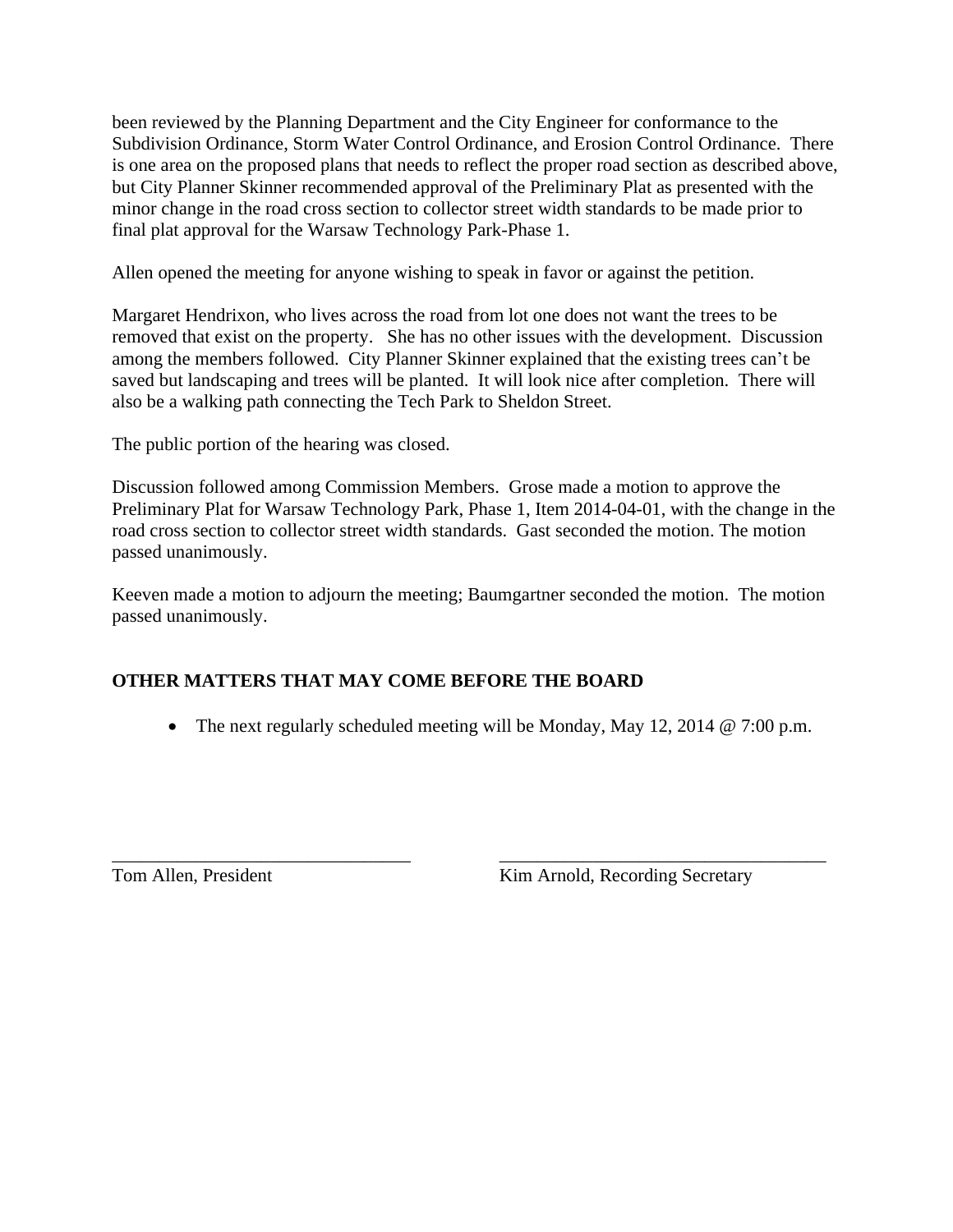been reviewed by the Planning Department and the City Engineer for conformance to the Subdivision Ordinance, Storm Water Control Ordinance, and Erosion Control Ordinance. There is one area on the proposed plans that needs to reflect the proper road section as described above, but City Planner Skinner recommended approval of the Preliminary Plat as presented with the minor change in the road cross section to collector street width standards to be made prior to final plat approval for the Warsaw Technology Park-Phase 1.

Allen opened the meeting for anyone wishing to speak in favor or against the petition.

Margaret Hendrixon, who lives across the road from lot one does not want the trees to be removed that exist on the property. She has no other issues with the development. Discussion among the members followed. City Planner Skinner explained that the existing trees can't be saved but landscaping and trees will be planted. It will look nice after completion. There will also be a walking path connecting the Tech Park to Sheldon Street.

The public portion of the hearing was closed.

Discussion followed among Commission Members. Grose made a motion to approve the Preliminary Plat for Warsaw Technology Park, Phase 1, Item 2014-04-01, with the change in the road cross section to collector street width standards. Gast seconded the motion. The motion passed unanimously.

Keeven made a motion to adjourn the meeting; Baumgartner seconded the motion. The motion passed unanimously.

**OTHER MATTERS THAT MAY COME BEFORE THE BOARD**

- The next regularly scheduled meeting will be Monday, May 12, 2014 @ 7:00 p.m.

_______________________________ Tom Allen, President

_______________________________ Kim Arnold, Recording Secretary